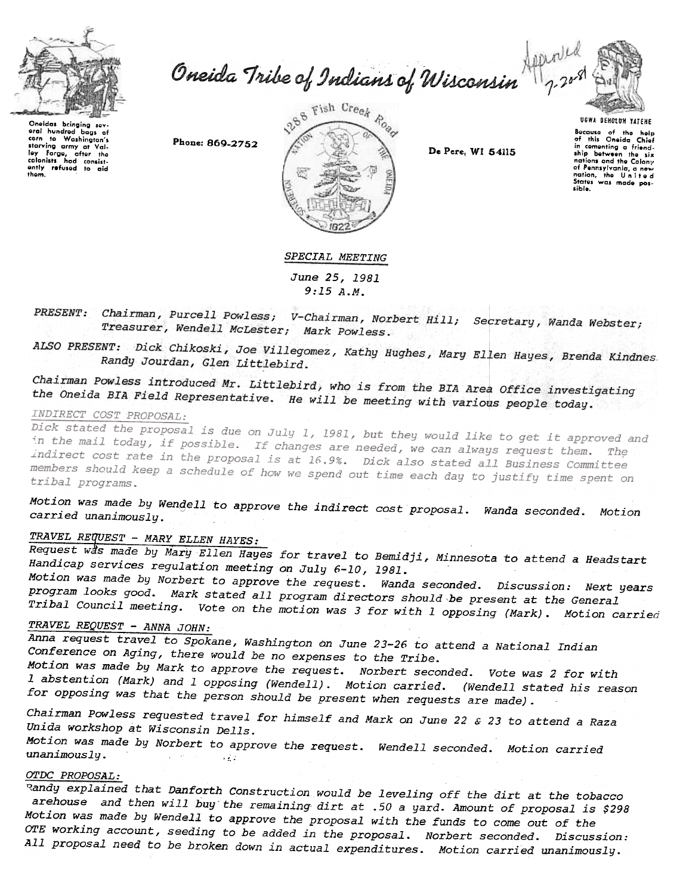Oneida Tribe of Indians of Wisconsin

Approved 7-20-81

Oneidas bringing several hundred bags of corn to Washington's starving army at Valley Forge, after the colonists had consistently refused to aid them.

Phone: 869-2752

1288 Fish Creek Road

De Pere, WI 54115

UGWA DEHOLUN YATEHE

Because of the help of this Oneida Chief in cementing a friendship between the six nations and the Colony of Pennsylvania, a new nation, the United States was made possible.

## *SPECIAL MEETING*

*June 25, 1981*
*9:15 A.M.*

*PRESENT:* *Chairman, Purcell Powless; V-Chairman, Norbert Hill; Secretary, Wanda Webster; Treasurer, Wendell McLester; Mark Powless.*

*ALSO PRESENT:* *Dick Chikoski, Joe Villegomez, Kathy Hughes, Mary Ellen Hayes, Brenda Kindnes, Randy Jourdan, Glen Littlebird.*

*Chairman Powless introduced Mr. Littlebird, who is from the BIA Area Office investigating the Oneida BIA Field Representative. He will be meeting with various people today.*

*INDIRECT COST PROPOSAL:*

*Dick stated the proposal is due on July 1, 1981, but they would like to get it approved and in the mail today, if possible. If changes are needed, we can always request them. The indirect cost rate in the proposal is at 16.9%. Dick also stated all Business Committee members should keep a schedule of how we spend out time each day to justify time spent on tribal programs.*

*Motion was made by Wendell to approve the indirect cost proposal. Wanda seconded. Motion carried unanimously.*

*TRAVEL REQUEST - MARY ELLEN HAYES:*

*Request was made by Mary Ellen Hayes for travel to Bemidji, Minnesota to attend a Headstart Handicap services regulation meeting on July 6-10, 1981.*
*Motion was made by Norbert to approve the request. Wanda seconded. Discussion: Next years program looks good. Mark stated all program directors should be present at the General Tribal Council meeting. Vote on the motion was 3 for with 1 opposing (Mark). Motion carried*

*TRAVEL REQUEST - ANNA JOHN:*

*Anna request travel to Spokane, Washington on June 23-26 to attend a National Indian Conference on Aging, there would be no expenses to the Tribe.*
*Motion was made by Mark to approve the request. Norbert seconded. Vote was 2 for with 1 abstention (Mark) and 1 opposing (Wendell). Motion carried. (Wendell stated his reason for opposing was that the person should be present when requests are made).*

*Chairman Powless requested travel for himself and Mark on June 22 & 23 to attend a Raza Unida workshop at Wisconsin Dells.*
*Motion was made by Norbert to approve the request. Wendell seconded. Motion carried unanimously.*

*OTDC PROPOSAL:*

*Randy explained that Danforth Construction would be leveling off the dirt at the tobacco warehouse and then will buy the remaining dirt at .50 a yard. Amount of proposal is $298 Motion was made by Wendell to approve the proposal with the funds to come out of the OTE working account, seeding to be added in the proposal. Norbert seconded. Discussion: All proposal need to be broken down in actual expenditures. Motion carried unanimously.*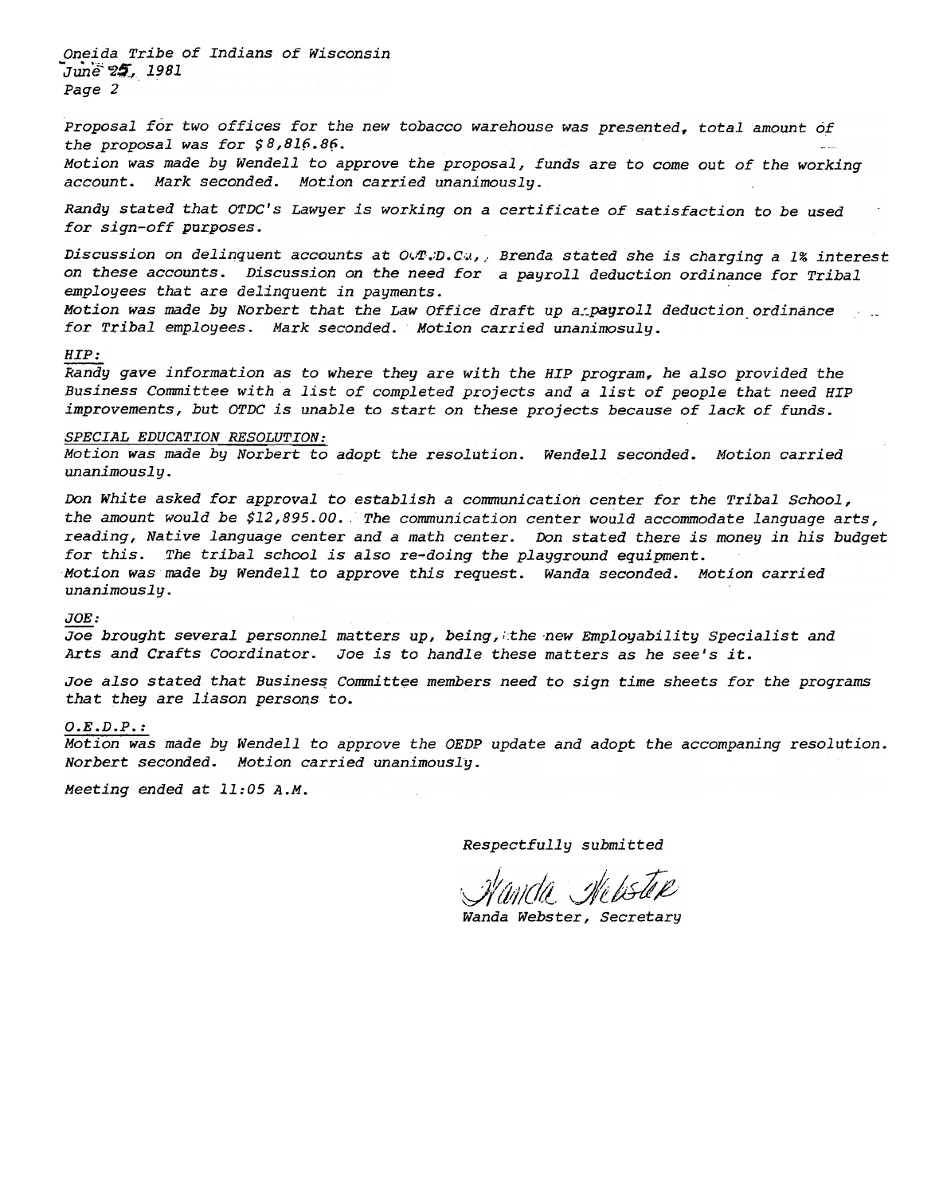Oneida Tribe of Indians of Wisconsin
June 25, 1981
Page 2

Proposal for two offices for the new tobacco warehouse was presented, total amount of the proposal was for $8,816.86.
Motion was made by Wendell to approve the proposal, funds are to come out of the working account. Mark seconded. Motion carried unanimously.

Randy stated that OTDC's Lawyer is working on a certificate of satisfaction to be used for sign-off purposes.

Discussion on delinquent accounts at O.T.D.C., Brenda stated she is charging a 1% interest on these accounts. Discussion on the need for a payroll deduction ordinance for Tribal employees that are delinquent in payments.
Motion was made by Norbert that the Law Office draft up a payroll deduction ordinance for Tribal employees. Mark seconded. Motion carried unanimosuly.

HIP:
Randy gave information as to where they are with the HIP program, he also provided the Business Committee with a list of completed projects and a list of people that need HIP improvements, but OTDC is unable to start on these projects because of lack of funds.

SPECIAL EDUCATION RESOLUTION:
Motion was made by Norbert to adopt the resolution. Wendell seconded. Motion carried unanimously.

Don White asked for approval to establish a communication center for the Tribal School, the amount would be $12,895.00. The communication center would accommodate language arts, reading, Native language center and a math center. Don stated there is money in his budget for this. The tribal school is also re-doing the playground equipment.
Motion was made by Wendell to approve this request. Wanda seconded. Motion carried unanimously.

JOE:
Joe brought several personnel matters up, being, the new Employability Specialist and Arts and Crafts Coordinator. Joe is to handle these matters as he see's it.

Joe also stated that Business Committee members need to sign time sheets for the programs that they are liason persons to.

O.E.D.P.:
Motion was made by Wendell to approve the OEDP update and adopt the accompaning resolution. Norbert seconded. Motion carried unanimously.

Meeting ended at 11:05 A.M.

Respectfully submitted

Wanda Webster

Wanda Webster, Secretary